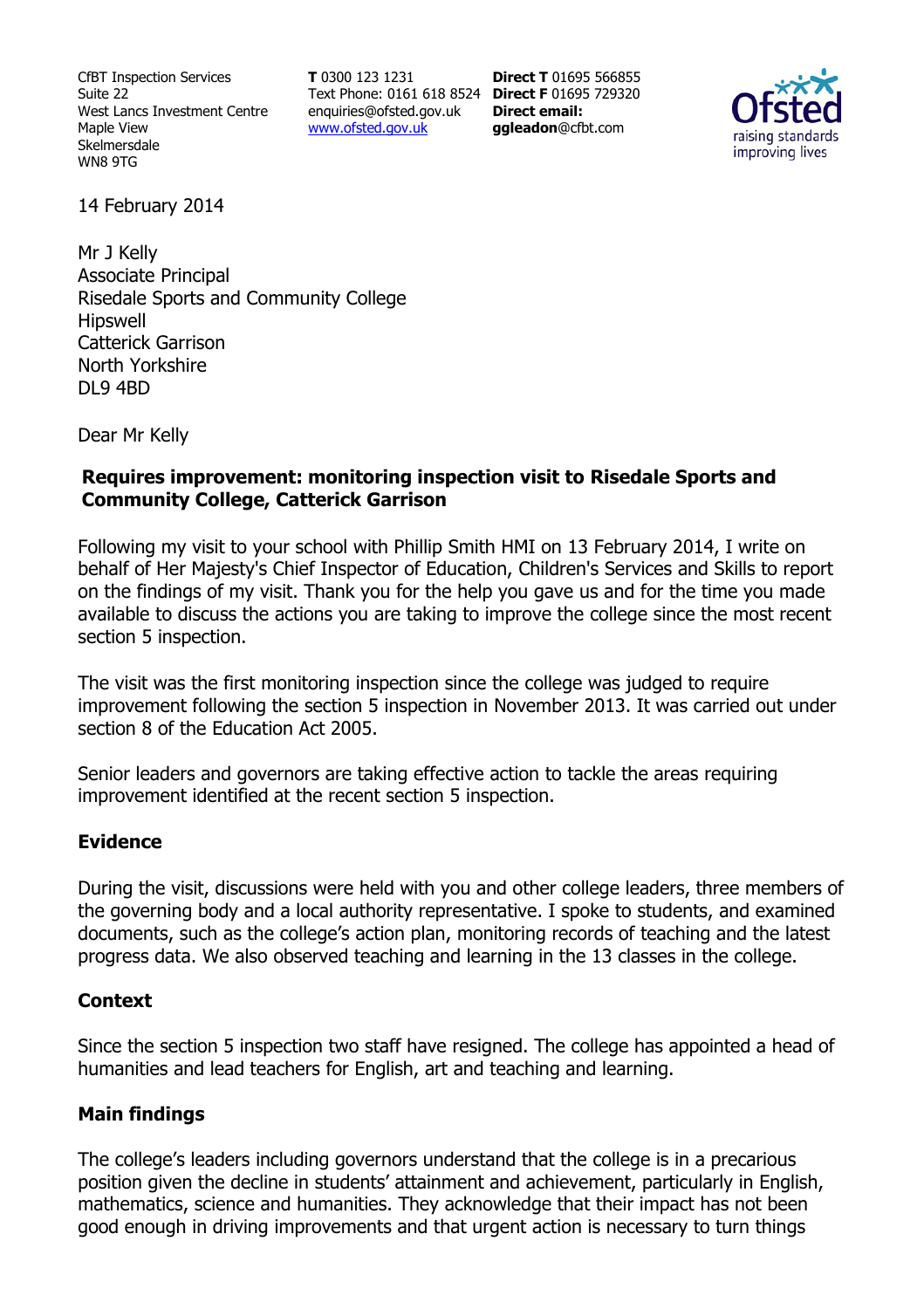CfBT Inspection Services
Suite 22
West Lancs Investment Centre
Maple View
Skelmersdale
WN8 9TG

**T** 0300 123 1231
Text Phone: 0161 618 8524
enquiries@ofsted.gov.uk
www.ofsted.gov.uk

**Direct T** 01695 566855
**Direct F** 01695 729320
**Direct email:**
**ggleadon**@cfbt.com

14 February 2014

Mr J Kelly
Associate Principal
Risedale Sports and Community College
Hipswell
Catterick Garrison
North Yorkshire
DL9 4BD

Dear Mr Kelly

**Requires improvement: monitoring inspection visit to Risedale Sports and Community College, Catterick Garrison**

Following my visit to your school with Phillip Smith HMI on 13 February 2014, I write on behalf of Her Majesty's Chief Inspector of Education, Children's Services and Skills to report on the findings of my visit. Thank you for the help you gave us and for the time you made available to discuss the actions you are taking to improve the college since the most recent section 5 inspection.

The visit was the first monitoring inspection since the college was judged to require improvement following the section 5 inspection in November 2013. It was carried out under section 8 of the Education Act 2005.

Senior leaders and governors are taking effective action to tackle the areas requiring improvement identified at the recent section 5 inspection.

## Evidence

During the visit, discussions were held with you and other college leaders, three members of the governing body and a local authority representative. I spoke to students, and examined documents, such as the college's action plan, monitoring records of teaching and the latest progress data. We also observed teaching and learning in the 13 classes in the college.

## Context

Since the section 5 inspection two staff have resigned. The college has appointed a head of humanities and lead teachers for English, art and teaching and learning.

## Main findings

The college's leaders including governors understand that the college is in a precarious position given the decline in students' attainment and achievement, particularly in English, mathematics, science and humanities. They acknowledge that their impact has not been good enough in driving improvements and that urgent action is necessary to turn things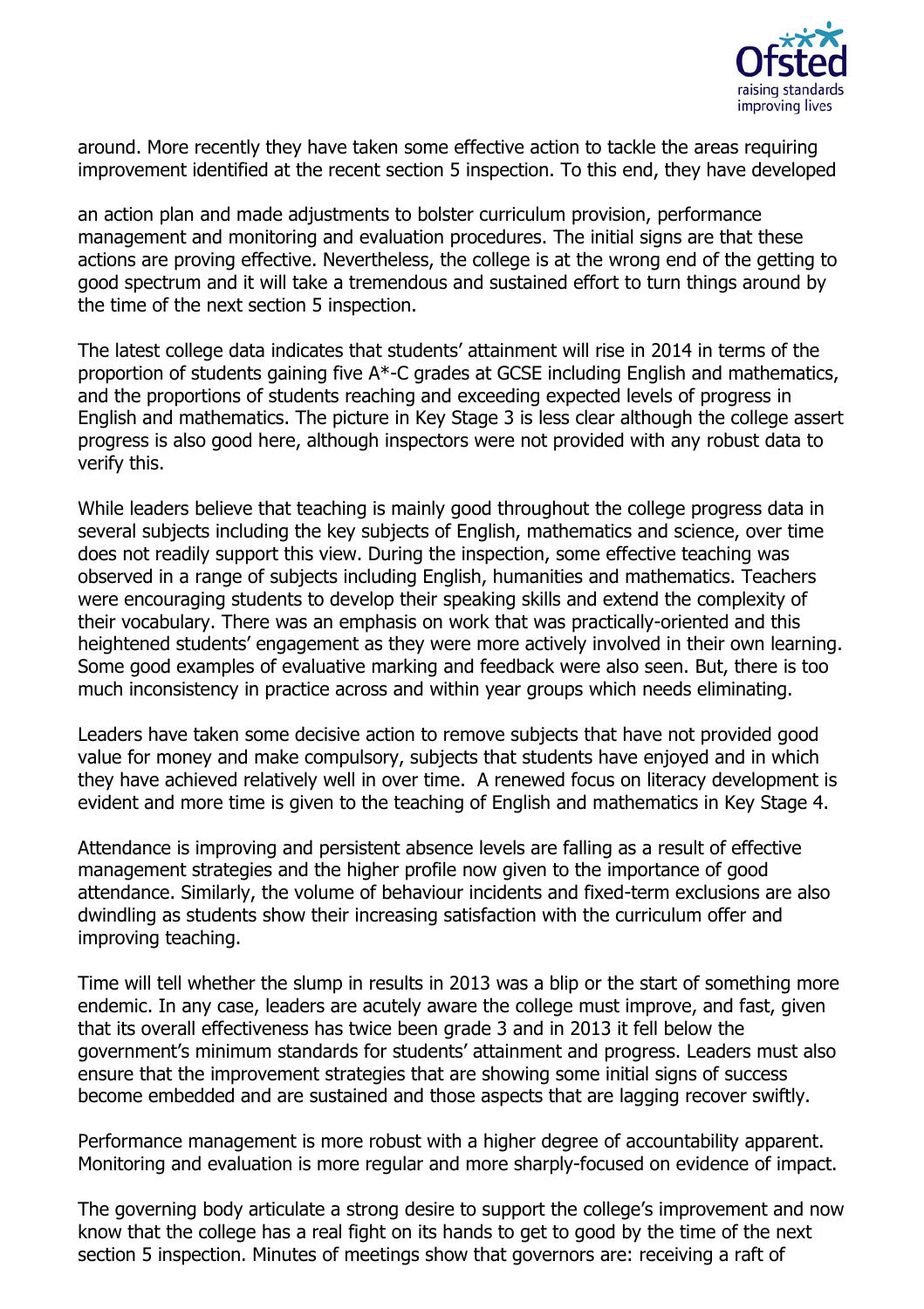around. More recently they have taken some effective action to tackle the areas requiring improvement identified at the recent section 5 inspection. To this end, they have developed

an action plan and made adjustments to bolster curriculum provision, performance management and monitoring and evaluation procedures. The initial signs are that these actions are proving effective. Nevertheless, the college is at the wrong end of the getting to good spectrum and it will take a tremendous and sustained effort to turn things around by the time of the next section 5 inspection.

The latest college data indicates that students' attainment will rise in 2014 in terms of the proportion of students gaining five A*-C grades at GCSE including English and mathematics, and the proportions of students reaching and exceeding expected levels of progress in English and mathematics. The picture in Key Stage 3 is less clear although the college assert progress is also good here, although inspectors were not provided with any robust data to verify this.

While leaders believe that teaching is mainly good throughout the college progress data in several subjects including the key subjects of English, mathematics and science, over time does not readily support this view. During the inspection, some effective teaching was observed in a range of subjects including English, humanities and mathematics. Teachers were encouraging students to develop their speaking skills and extend the complexity of their vocabulary. There was an emphasis on work that was practically-oriented and this heightened students' engagement as they were more actively involved in their own learning. Some good examples of evaluative marking and feedback were also seen. But, there is too much inconsistency in practice across and within year groups which needs eliminating.

Leaders have taken some decisive action to remove subjects that have not provided good value for money and make compulsory, subjects that students have enjoyed and in which they have achieved relatively well in over time. A renewed focus on literacy development is evident and more time is given to the teaching of English and mathematics in Key Stage 4.

Attendance is improving and persistent absence levels are falling as a result of effective management strategies and the higher profile now given to the importance of good attendance. Similarly, the volume of behaviour incidents and fixed-term exclusions are also dwindling as students show their increasing satisfaction with the curriculum offer and improving teaching.

Time will tell whether the slump in results in 2013 was a blip or the start of something more endemic. In any case, leaders are acutely aware the college must improve, and fast, given that its overall effectiveness has twice been grade 3 and in 2013 it fell below the government's minimum standards for students' attainment and progress. Leaders must also ensure that the improvement strategies that are showing some initial signs of success become embedded and are sustained and those aspects that are lagging recover swiftly.

Performance management is more robust with a higher degree of accountability apparent. Monitoring and evaluation is more regular and more sharply-focused on evidence of impact.

The governing body articulate a strong desire to support the college's improvement and now know that the college has a real fight on its hands to get to good by the time of the next section 5 inspection. Minutes of meetings show that governors are: receiving a raft of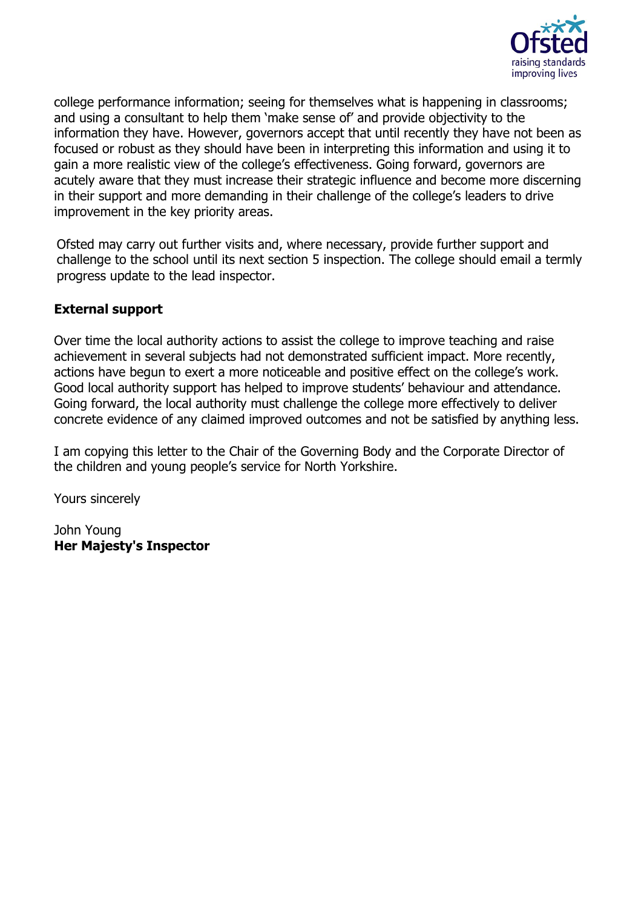college performance information; seeing for themselves what is happening in classrooms; and using a consultant to help them 'make sense of' and provide objectivity to the information they have. However, governors accept that until recently they have not been as focused or robust as they should have been in interpreting this information and using it to gain a more realistic view of the college's effectiveness. Going forward, governors are acutely aware that they must increase their strategic influence and become more discerning in their support and more demanding in their challenge of the college's leaders to drive improvement in the key priority areas.

Ofsted may carry out further visits and, where necessary, provide further support and challenge to the school until its next section 5 inspection. The college should email a termly progress update to the lead inspector.

**External support**

Over time the local authority actions to assist the college to improve teaching and raise achievement in several subjects had not demonstrated sufficient impact. More recently, actions have begun to exert a more noticeable and positive effect on the college's work. Good local authority support has helped to improve students' behaviour and attendance. Going forward, the local authority must challenge the college more effectively to deliver concrete evidence of any claimed improved outcomes and not be satisfied by anything less.

I am copying this letter to the Chair of the Governing Body and the Corporate Director of the children and young people's service for North Yorkshire.

Yours sincerely

John Young
**Her Majesty's Inspector**